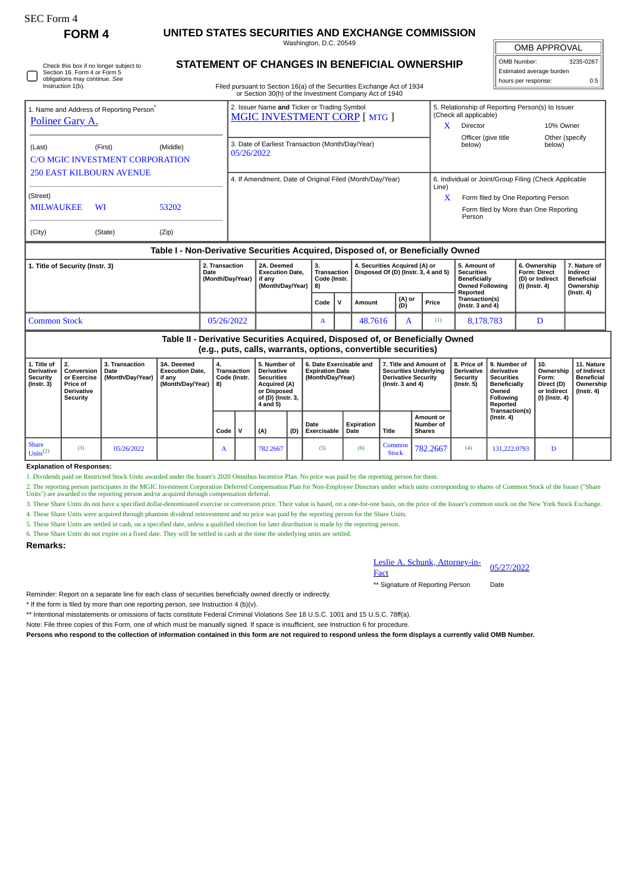SEC Form 4

# FORM 4

## UNITED STATES SECURITIES AND EXCHANGE COMMISSION

Washington, D.C. 20549

## STATEMENT OF CHANGES IN BENEFICIAL OWNERSHIP

Filed pursuant to Section 16(a) of the Securities Exchange Act of 1934 or Section 30(h) of the Investment Company Act of 1940

| OMB APPROVAL | |
|---|---|
| OMB Number: | 3235-0287 |
| Estimated average burden | |
| hours per response: | 0.5 |

☐ Check this box if no longer subject to Section 16. Form 4 or Form 5 obligations may continue. *See* Instruction 1(b).

| 1. Name and Address of Reporting Person* | 2. Issuer Name **and** Ticker or Trading Symbol | 5. Relationship of Reporting Person(s) to Issuer (Check all applicable) |
|---|---|---|
| Poliner Gary A. | MGIC INVESTMENT CORP [ MTG ] | X Director; 10% Owner; Officer (give title below); Other (specify below) |
| (Last) (First) (Middle) C/O MGIC INVESTMENT CORPORATION 250 EAST KILBOURN AVENUE | 3. Date of Earliest Transaction (Month/Day/Year) 05/26/2022 | |
| (Street) MILWAUKEE WI 53202 (City) (State) (Zip) | 4. If Amendment, Date of Original Filed (Month/Day/Year) | 6. Individual or Joint/Group Filing (Check Applicable Line) X Form filed by One Reporting Person; Form filed by More than One Reporting Person |

### Table I - Non-Derivative Securities Acquired, Disposed of, or Beneficially Owned

| 1. Title of Security (Instr. 3) | 2. Transaction Date (Month/Day/Year) | 2A. Deemed Execution Date, if any (Month/Day/Year) | 3. Transaction Code (Instr. 8) | | 4. Securities Acquired (A) or Disposed Of (D) (Instr. 3, 4 and 5) | | | 5. Amount of Securities Beneficially Owned Following Reported Transaction(s) (Instr. 3 and 4) | 6. Ownership Form: Direct (D) or Indirect (I) (Instr. 4) | 7. Nature of Indirect Beneficial Ownership (Instr. 4) |
|---|---|---|---|---|---|---|---|---|---|---|
| | | | Code | V | Amount | (A) or (D) | Price | | | |
| Common Stock | 05/26/2022 | | A | | 48.7616 | A | (1) | 8,178.783 | D | |

### Table II - Derivative Securities Acquired, Disposed of, or Beneficially Owned (e.g., puts, calls, warrants, options, convertible securities)

| 1. Title of Derivative Security (Instr. 3) | 2. Conversion or Exercise Price of Derivative Security | 3. Transaction Date (Month/Day/Year) | 3A. Deemed Execution Date, if any (Month/Day/Year) | 4. Transaction Code (Instr. 8) | | 5. Number of Derivative Securities Acquired (A) or Disposed of (D) (Instr. 3, 4 and 5) | | 6. Date Exercisable and Expiration Date (Month/Day/Year) | | 7. Title and Amount of Securities Underlying Derivative Security (Instr. 3 and 4) | | 8. Price of Derivative Security (Instr. 5) | 9. Number of derivative Securities Beneficially Owned Following Reported Transaction(s) (Instr. 4) | 10. Ownership Form: Direct (D) or Indirect (I) (Instr. 4) | 11. Nature of Indirect Beneficial Ownership (Instr. 4) |
|---|---|---|---|---|---|---|---|---|---|---|---|---|---|---|---|
| | | | | Code | V | (A) | (D) | Date Exercisable | Expiration Date | Title | Amount or Number of Shares | | | | |
| Share Units(2) | (3) | 05/26/2022 | | A | | 782.2667 | | (5) | (6) | Common Stock | 782.2667 | (4) | 131,222.0793 | D | |

**Explanation of Responses:**

1. Dividends paid on Restricted Stock Units awarded under the Issuer's 2020 Omnibus Incentive Plan. No price was paid by the reporting person for them.
2. The reporting person participates in the MGIC Investment Corporation Deferred Compensation Plan for Non-Employee Directors under which units corresponding to shares of Common Stock of the Issuer ("Share Units") are awarded to the reporting person and/or acquired through compensation deferral.
3. These Share Units do not have a specified dollar-denominated exercise or conversion price. Their value is based, on a one-for-one basis, on the price of the Issuer's common stock on the New York Stock Exchange.
4. These Share Units were acquired through phantom dividend reinvestment and no price was paid by the reporting person for the Share Units.
5. These Share Units are settled in cash, on a specified date, unless a qualified election for later distribution is made by the reporting person.
6. These Share Units do not expire on a fixed date. They will be settled in cash at the time the underlying units are settled.

**Remarks:**

| Leslie A. Schunk, Attorney-in-Fact | 05/27/2022 |
|---|---|
| ** Signature of Reporting Person | Date |

Reminder: Report on a separate line for each class of securities beneficially owned directly or indirectly.

* If the form is filed by more than one reporting person, *see* Instruction 4 (b)(v).

** Intentional misstatements or omissions of facts constitute Federal Criminal Violations *See* 18 U.S.C. 1001 and 15 U.S.C. 78ff(a).

Note: File three copies of this Form, one of which must be manually signed. If space is insufficient, *see* Instruction 6 for procedure.

**Persons who respond to the collection of information contained in this form are not required to respond unless the form displays a currently valid OMB Number.**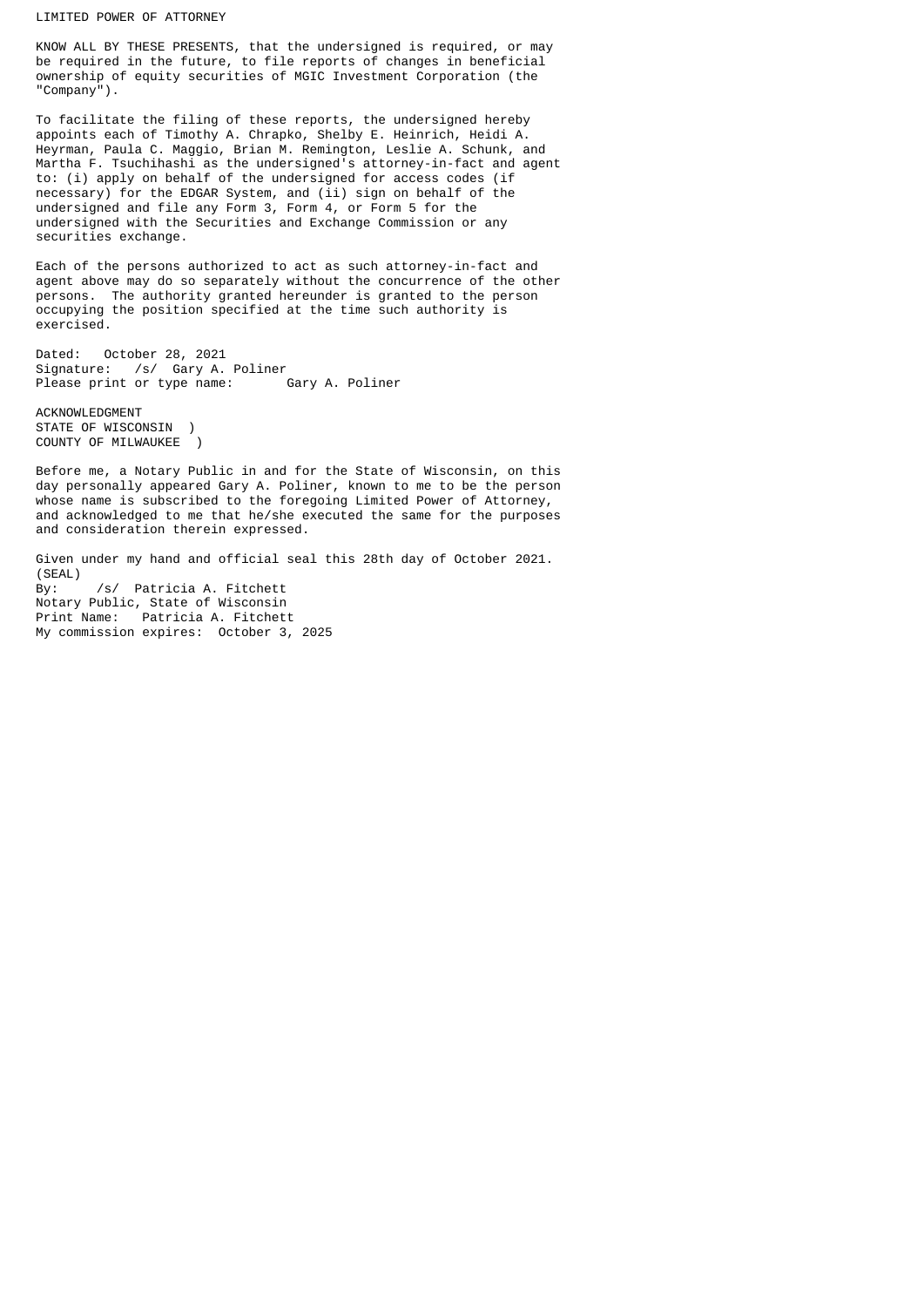# LIMITED POWER OF ATTORNEY

KNOW ALL BY THESE PRESENTS, that the undersigned is required, or may be required in the future, to file reports of changes in beneficial ownership of equity securities of MGIC Investment Corporation (the "Company").

To facilitate the filing of these reports, the undersigned hereby appoints each of Timothy A. Chrapko, Shelby E. Heinrich, Heidi A. Heyrman, Paula C. Maggio, Brian M. Remington, Leslie A. Schunk, and Martha F. Tsuchihashi as the undersigned's attorney-in-fact and agent to: (i) apply on behalf of the undersigned for access codes (if necessary) for the EDGAR System, and (ii) sign on behalf of the undersigned and file any Form 3, Form 4, or Form 5 for the undersigned with the Securities and Exchange Commission or any securities exchange.

Each of the persons authorized to act as such attorney-in-fact and agent above may do so separately without the concurrence of the other persons. The authority granted hereunder is granted to the person occupying the position specified at the time such authority is exercised.

Dated: October 28, 2021
Signature: /s/ Gary A. Poliner
Please print or type name: Gary A. Poliner

ACKNOWLEDGMENT
STATE OF WISCONSIN )
COUNTY OF MILWAUKEE )

Before me, a Notary Public in and for the State of Wisconsin, on this day personally appeared Gary A. Poliner, known to me to be the person whose name is subscribed to the foregoing Limited Power of Attorney, and acknowledged to me that he/she executed the same for the purposes and consideration therein expressed.

Given under my hand and official seal this 28th day of October 2021.
(SEAL)
By: /s/ Patricia A. Fitchett
Notary Public, State of Wisconsin
Print Name: Patricia A. Fitchett
My commission expires: October 3, 2025